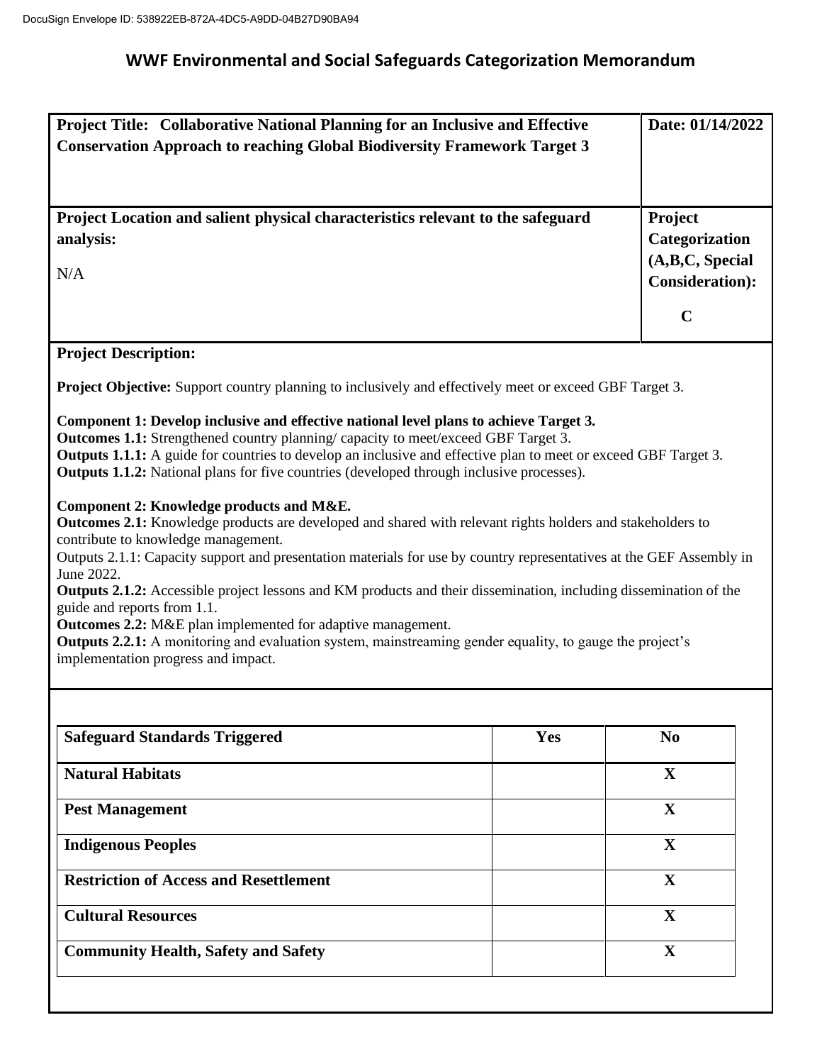# WWF Environmental and Social Safeguards Categorization Memorandum

| **Project Title: Collaborative National Planning for an Inclusive and Effective Conservation Approach to reaching Global Biodiversity Framework Target 3** | **Date: 01/14/2022** |
|---|---|
| **Project Location and salient physical characteristics relevant to the safeguard analysis:**<br><br>N/A | **Project Categorization (A,B,C, Special Consideration):**<br><br>**C** |

**Project Description:**

**Project Objective:** Support country planning to inclusively and effectively meet or exceed GBF Target 3.

**Component 1: Develop inclusive and effective national level plans to achieve Target 3.**
**Outcomes 1.1:** Strengthened country planning/ capacity to meet/exceed GBF Target 3.
**Outputs 1.1.1:** A guide for countries to develop an inclusive and effective plan to meet or exceed GBF Target 3.
**Outputs 1.1.2:** National plans for five countries (developed through inclusive processes).

**Component 2: Knowledge products and M&E.**
**Outcomes 2.1:** Knowledge products are developed and shared with relevant rights holders and stakeholders to contribute to knowledge management.
Outputs 2.1.1: Capacity support and presentation materials for use by country representatives at the GEF Assembly in June 2022.
**Outputs 2.1.2:** Accessible project lessons and KM products and their dissemination, including dissemination of the guide and reports from 1.1.
**Outcomes 2.2:** M&E plan implemented for adaptive management.
**Outputs 2.2.1:** A monitoring and evaluation system, mainstreaming gender equality, to gauge the project's implementation progress and impact.

| **Safeguard Standards Triggered** | **Yes** | **No** |
|---|---|---|
| **Natural Habitats** | | **X** |
| **Pest Management** | | **X** |
| **Indigenous Peoples** | | **X** |
| **Restriction of Access and Resettlement** | | **X** |
| **Cultural Resources** | | **X** |
| **Community Health, Safety and Safety** | | **X** |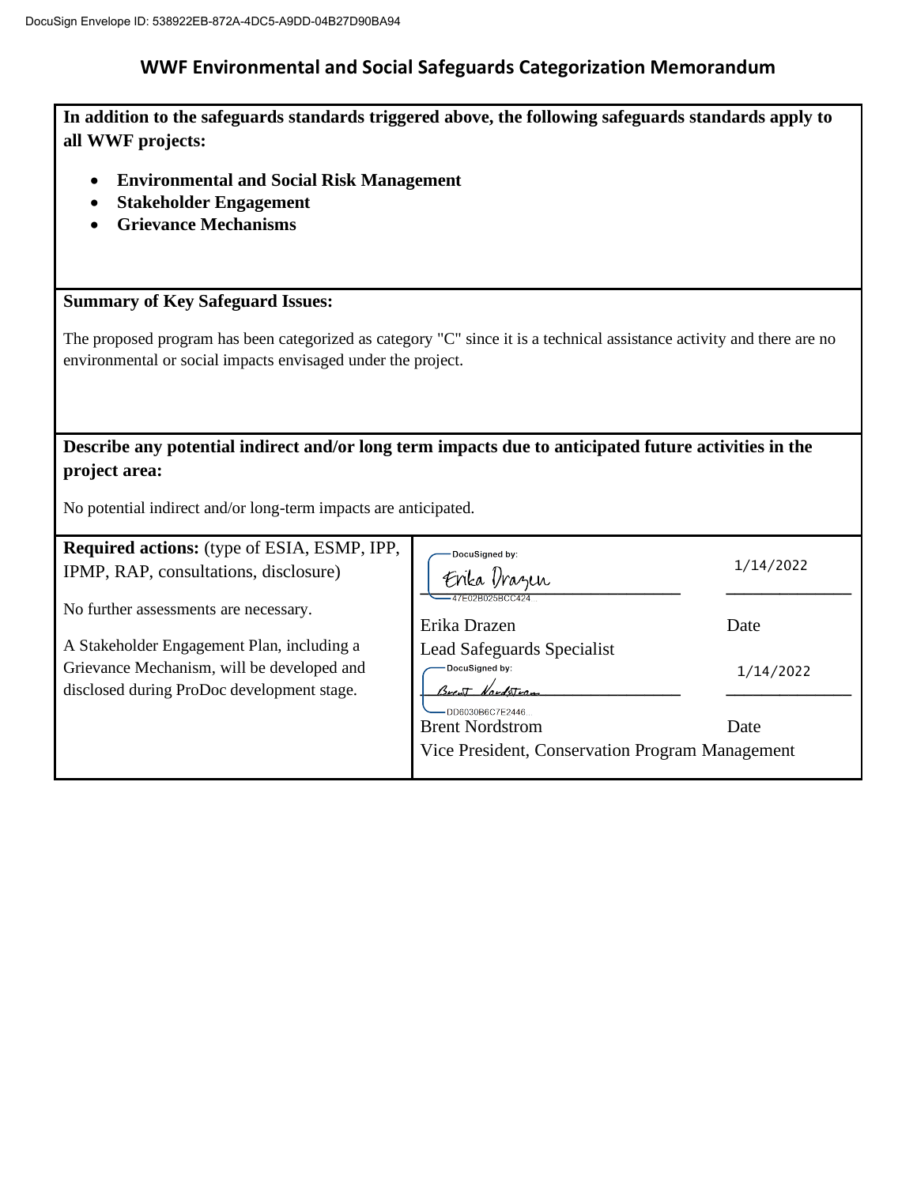# WWF Environmental and Social Safeguards Categorization Memorandum

**In addition to the safeguards standards triggered above, the following safeguards standards apply to all WWF projects:**

- **Environmental and Social Risk Management**
- **Stakeholder Engagement**
- **Grievance Mechanisms**

**Summary of Key Safeguard Issues:**

The proposed program has been categorized as category "C" since it is a technical assistance activity and there are no environmental or social impacts envisaged under the project.

**Describe any potential indirect and/or long term impacts due to anticipated future activities in the project area:**

No potential indirect and/or long-term impacts are anticipated.

| | | |
|---|---|---|
| **Required actions:** (type of ESIA, ESMP, IPP, IPMP, RAP, consultations, disclosure)<br><br>No further assessments are necessary.<br><br>A Stakeholder Engagement Plan, including a Grievance Mechanism, will be developed and disclosed during ProDoc development stage. | DocuSigned by: Erika Drazen<br>47E02B025BCC424...<br><br>Erika Drazen<br>Lead Safeguards Specialist | 1/14/2022<br><br>Date |
| | DocuSigned by: Brent Nordstrom<br>DD6030B6C7E2446...<br><br>Brent Nordstrom<br>Vice President, Conservation Program Management | 1/14/2022<br><br>Date |